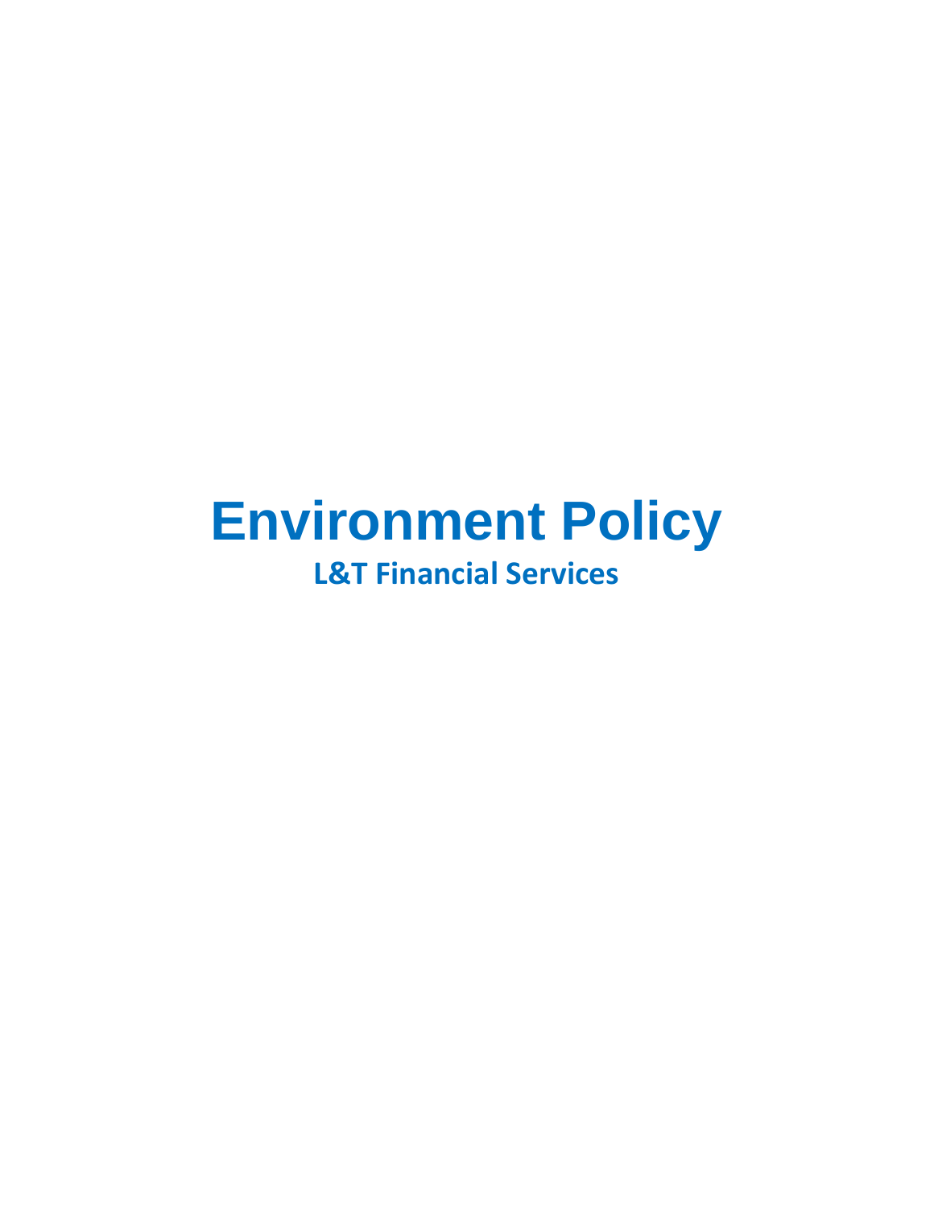# Environment Policy

## L&T Financial Services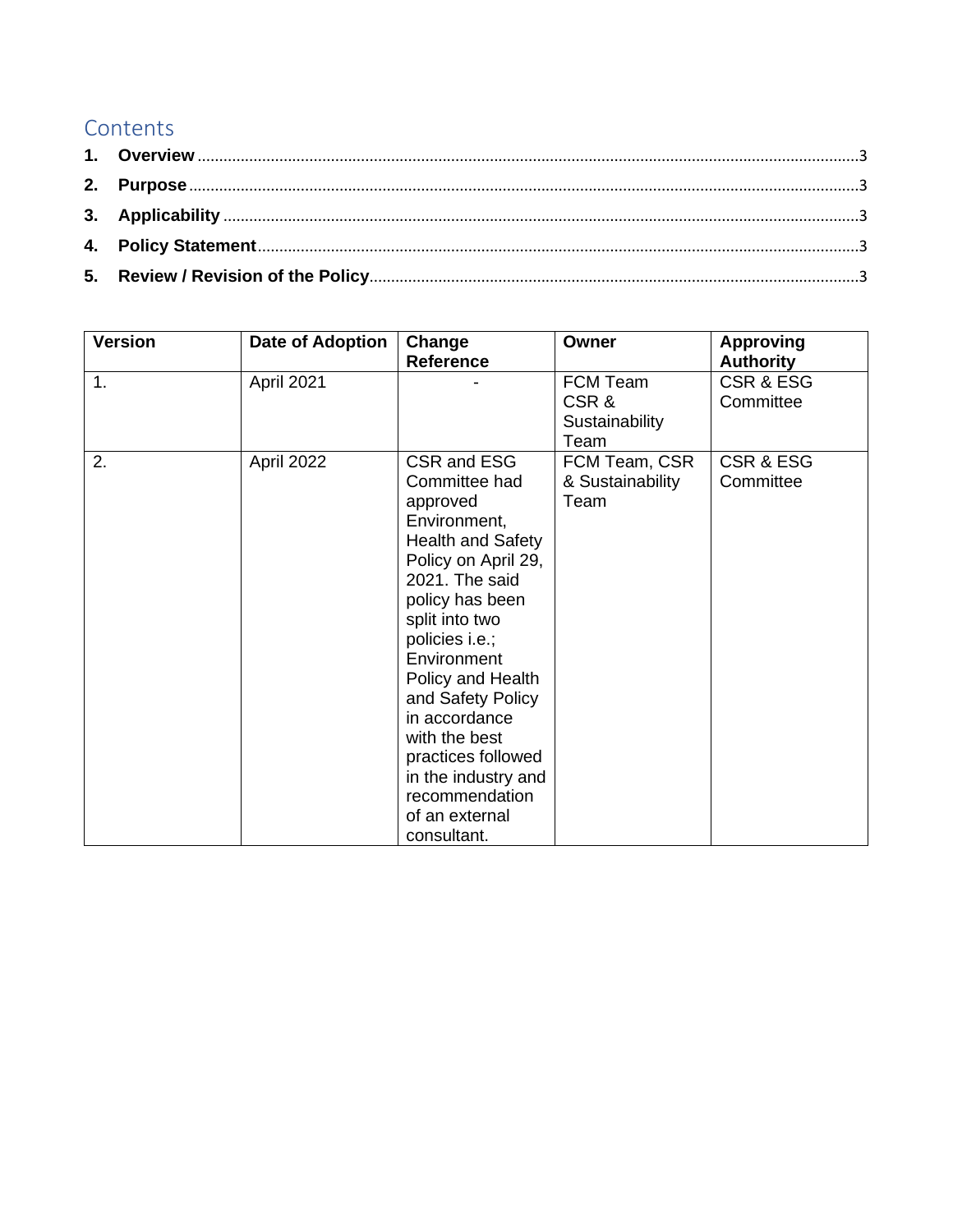## Contents

1. **Overview** ........................................................................................................................................3
2. **Purpose** ..........................................................................................................................................3
3. **Applicability** ..................................................................................................................................3
4. **Policy Statement** ..........................................................................................................................3
5. **Review / Revision of the Policy** ...................................................................................................3

| Version | Date of Adoption | Change Reference | Owner | Approving Authority |
|---|---|---|---|---|
| 1. | April 2021 | - | FCM Team CSR & Sustainability Team | CSR & ESG Committee |
| 2. | April 2022 | CSR and ESG Committee had approved Environment, Health and Safety Policy on April 29, 2021. The said policy has been split into two policies i.e.; Environment Policy and Health and Safety Policy in accordance with the best practices followed in the industry and recommendation of an external consultant. | FCM Team, CSR & Sustainability Team | CSR & ESG Committee |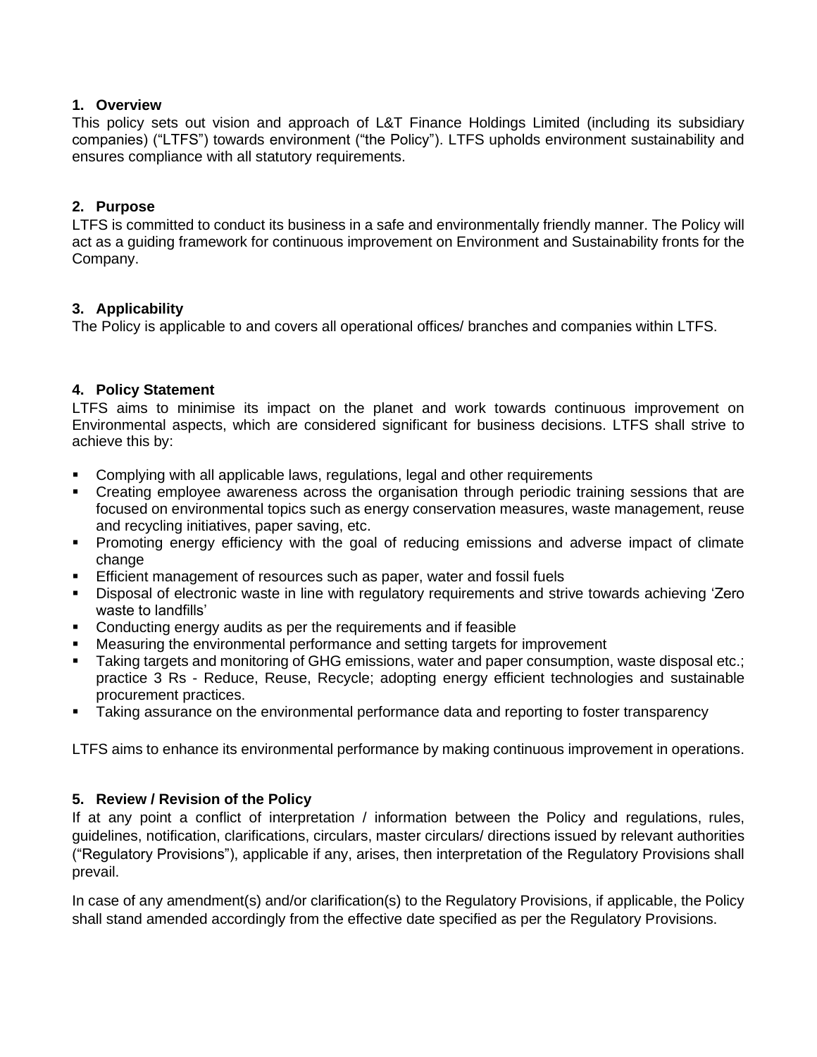## 1. Overview

This policy sets out vision and approach of L&T Finance Holdings Limited (including its subsidiary companies) ("LTFS") towards environment ("the Policy"). LTFS upholds environment sustainability and ensures compliance with all statutory requirements.

## 2. Purpose

LTFS is committed to conduct its business in a safe and environmentally friendly manner. The Policy will act as a guiding framework for continuous improvement on Environment and Sustainability fronts for the Company.

## 3. Applicability

The Policy is applicable to and covers all operational offices/ branches and companies within LTFS.

## 4. Policy Statement

LTFS aims to minimise its impact on the planet and work towards continuous improvement on Environmental aspects, which are considered significant for business decisions. LTFS shall strive to achieve this by:

- Complying with all applicable laws, regulations, legal and other requirements
- Creating employee awareness across the organisation through periodic training sessions that are focused on environmental topics such as energy conservation measures, waste management, reuse and recycling initiatives, paper saving, etc.
- Promoting energy efficiency with the goal of reducing emissions and adverse impact of climate change
- Efficient management of resources such as paper, water and fossil fuels
- Disposal of electronic waste in line with regulatory requirements and strive towards achieving 'Zero waste to landfills'
- Conducting energy audits as per the requirements and if feasible
- Measuring the environmental performance and setting targets for improvement
- Taking targets and monitoring of GHG emissions, water and paper consumption, waste disposal etc.; practice 3 Rs - Reduce, Reuse, Recycle; adopting energy efficient technologies and sustainable procurement practices.
- Taking assurance on the environmental performance data and reporting to foster transparency

LTFS aims to enhance its environmental performance by making continuous improvement in operations.

## 5. Review / Revision of the Policy

If at any point a conflict of interpretation / information between the Policy and regulations, rules, guidelines, notification, clarifications, circulars, master circulars/ directions issued by relevant authorities ("Regulatory Provisions"), applicable if any, arises, then interpretation of the Regulatory Provisions shall prevail.

In case of any amendment(s) and/or clarification(s) to the Regulatory Provisions, if applicable, the Policy shall stand amended accordingly from the effective date specified as per the Regulatory Provisions.